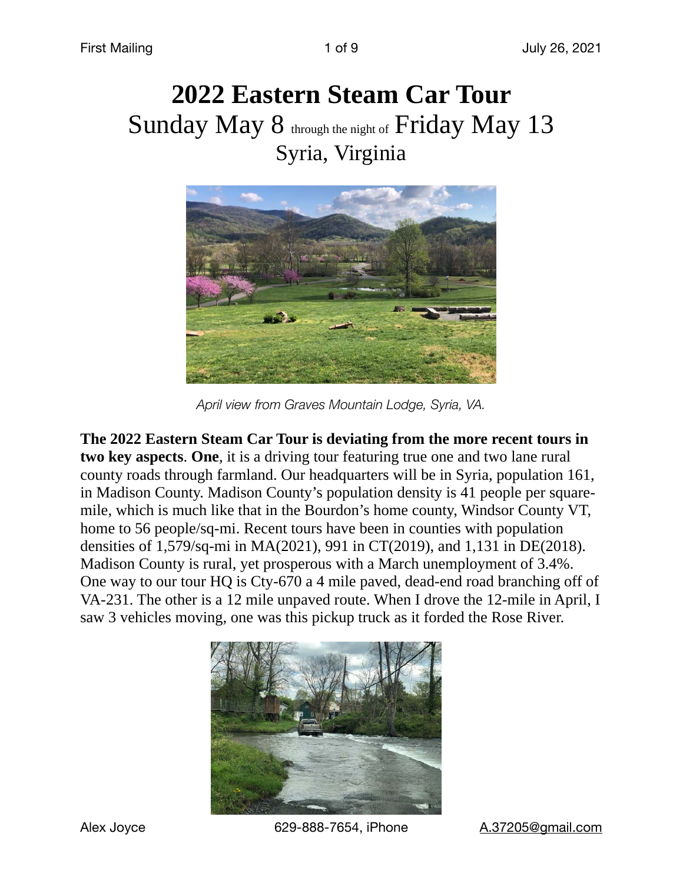# 2022 Eastern Steam Car Tour

Sunday May 8 through the night of Friday May 13

Syria, Virginia

*April view from Graves Mountain Lodge, Syria, VA.*

**The 2022 Eastern Steam Car Tour is deviating from the more recent tours in two key aspects**. **One**, it is a driving tour featuring true one and two lane rural county roads through farmland. Our headquarters will be in Syria, population 161, in Madison County. Madison County's population density is 41 people per square-mile, which is much like that in the Bourdon's home county, Windsor County VT, home to 56 people/sq-mi. Recent tours have been in counties with population densities of 1,579/sq-mi in MA(2021), 991 in CT(2019), and 1,131 in DE(2018). Madison County is rural, yet prosperous with a March unemployment of 3.4%. One way to our tour HQ is Cty-670 a 4 mile paved, dead-end road branching off of VA-231. The other is a 12 mile unpaved route. When I drove the 12-mile in April, I saw 3 vehicles moving, one was this pickup truck as it forded the Rose River.

Alex Joyce 629-888-7654, iPhone A.37205@gmail.com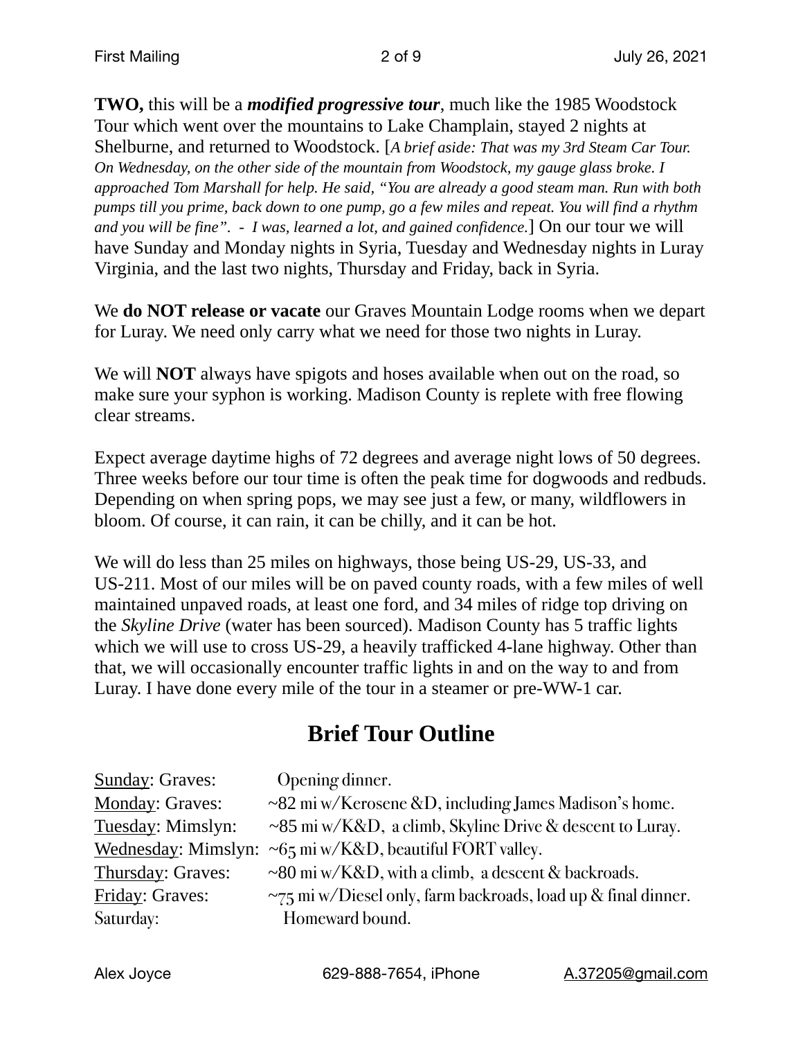**TWO,** this will be a ***modified progressive tour***, much like the 1985 Woodstock Tour which went over the mountains to Lake Champlain, stayed 2 nights at Shelburne, and returned to Woodstock. [*A brief aside: That was my 3rd Steam Car Tour. On Wednesday, on the other side of the mountain from Woodstock, my gauge glass broke. I approached Tom Marshall for help. He said, "You are already a good steam man. Run with both pumps till you prime, back down to one pump, go a few miles and repeat. You will find a rhythm and you will be fine". - I was, learned a lot, and gained confidence.*] On our tour we will have Sunday and Monday nights in Syria, Tuesday and Wednesday nights in Luray Virginia, and the last two nights, Thursday and Friday, back in Syria.

We **do NOT release or vacate** our Graves Mountain Lodge rooms when we depart for Luray. We need only carry what we need for those two nights in Luray.

We will **NOT** always have spigots and hoses available when out on the road, so make sure your syphon is working. Madison County is replete with free flowing clear streams.

Expect average daytime highs of 72 degrees and average night lows of 50 degrees. Three weeks before our tour time is often the peak time for dogwoods and redbuds. Depending on when spring pops, we may see just a few, or many, wildflowers in bloom. Of course, it can rain, it can be chilly, and it can be hot.

We will do less than 25 miles on highways, those being US-29, US-33, and US-211. Most of our miles will be on paved county roads, with a few miles of well maintained unpaved roads, at least one ford, and 34 miles of ridge top driving on the *Skyline Drive* (water has been sourced). Madison County has 5 traffic lights which we will use to cross US-29, a heavily trafficked 4-lane highway. Other than that, we will occasionally encounter traffic lights in and on the way to and from Luray. I have done every mile of the tour in a steamer or pre-WW-1 car.

## Brief Tour Outline

| | |
|---|---|
| Sunday: Graves: | Opening dinner. |
| Monday: Graves: | ~82 mi w/Kerosene &D, including James Madison's home. |
| Tuesday: Mimslyn: | ~85 mi w/K&D, a climb, Skyline Drive & descent to Luray. |
| Wednesday: Mimslyn: | ~65 mi w/K&D, beautiful FORT valley. |
| Thursday: Graves: | ~80 mi w/K&D, with a climb, a descent & backroads. |
| Friday: Graves: | ~75 mi w/Diesel only, farm backroads, load up & final dinner. |
| Saturday: | Homeward bound. |

Alex Joyce 629-888-7654, iPhone A.37205@gmail.com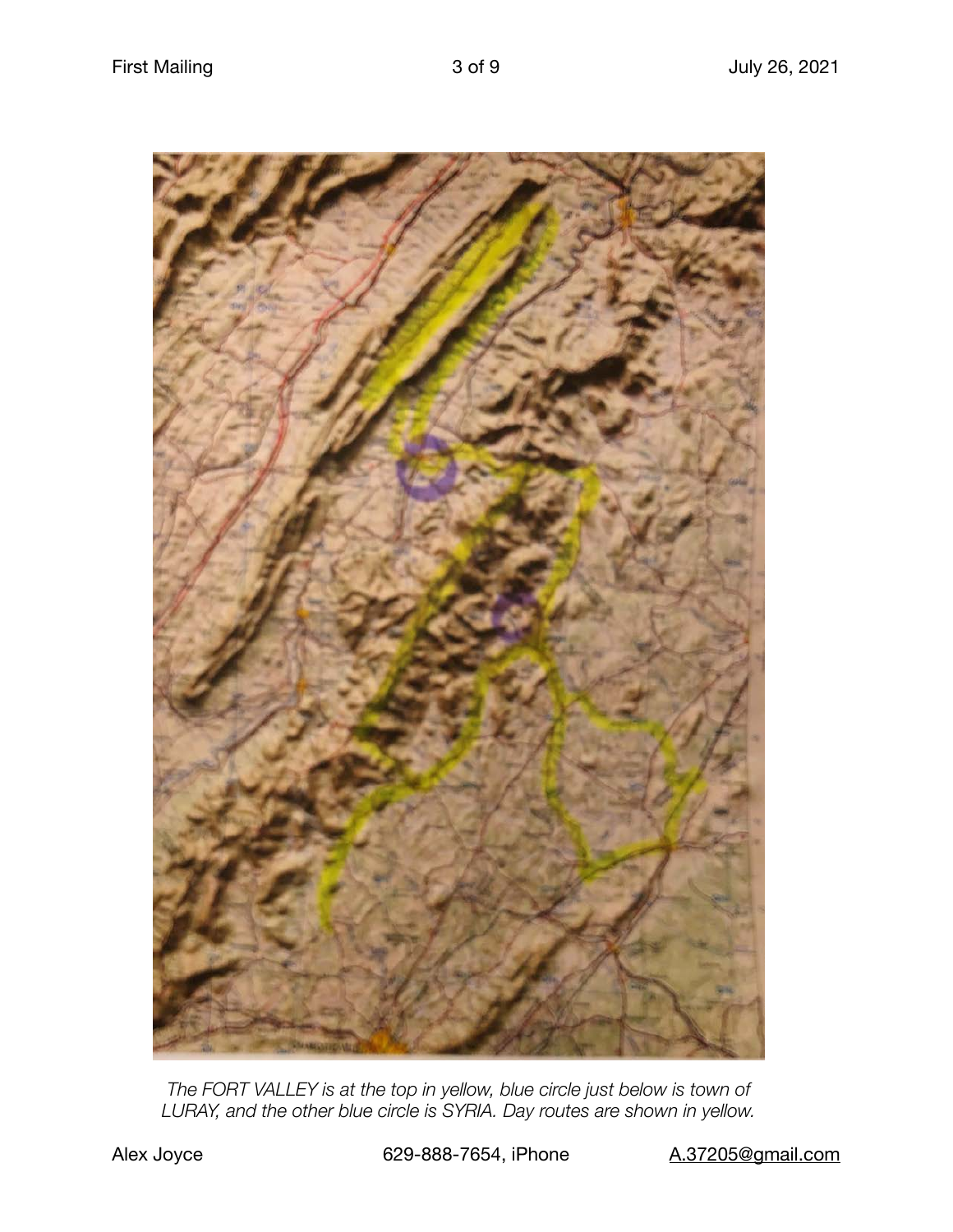*The FORT VALLEY is at the top in yellow, blue circle just below is town of LURAY, and the other blue circle is SYRIA. Day routes are shown in yellow.*

Alex Joyce 629-888-7654, iPhone A.37205@gmail.com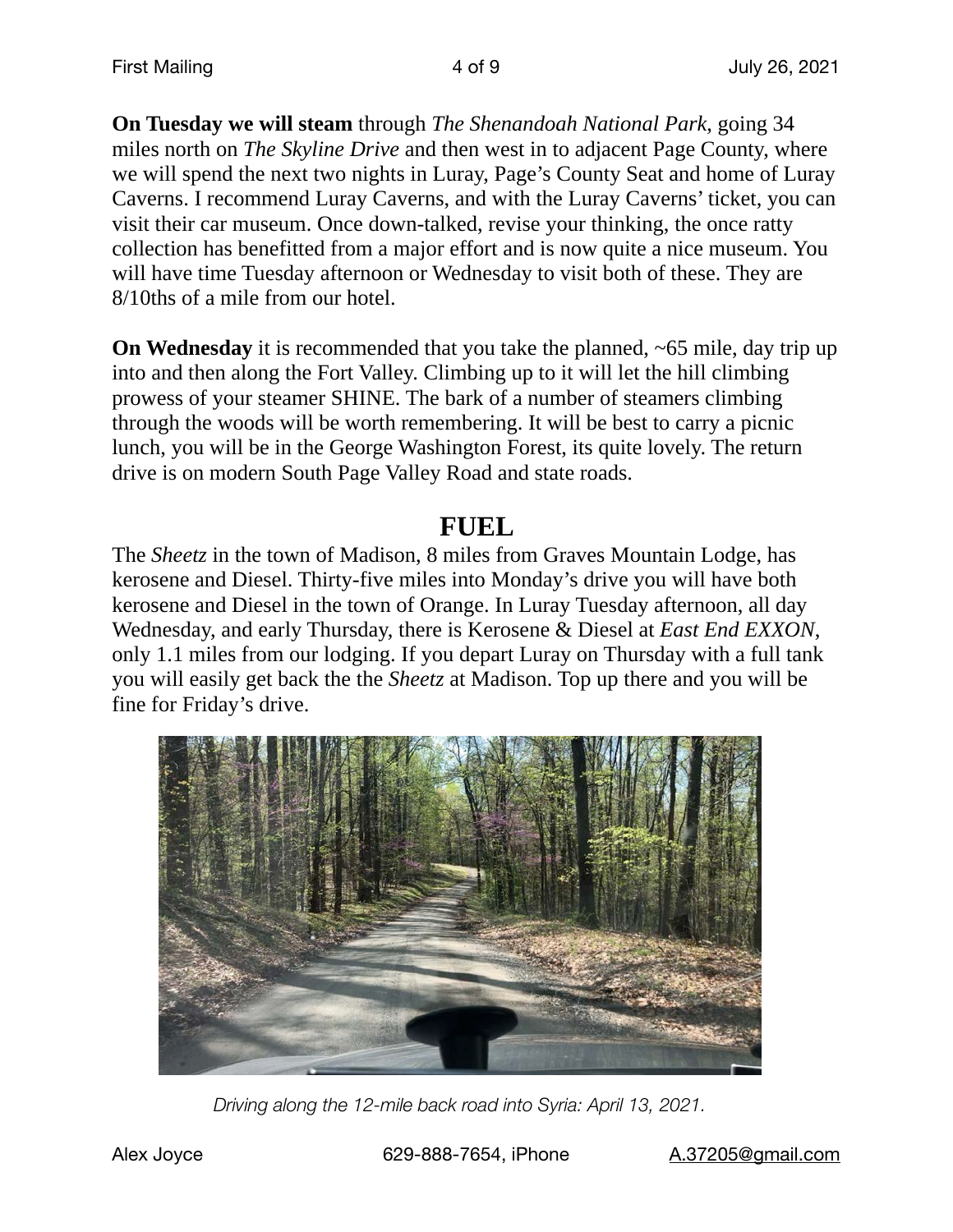**On Tuesday we will steam** through *The Shenandoah National Park,* going 34 miles north on *The Skyline Drive* and then west in to adjacent Page County, where we will spend the next two nights in Luray, Page's County Seat and home of Luray Caverns. I recommend Luray Caverns, and with the Luray Caverns' ticket, you can visit their car museum. Once down-talked, revise your thinking, the once ratty collection has benefitted from a major effort and is now quite a nice museum. You will have time Tuesday afternoon or Wednesday to visit both of these. They are 8/10ths of a mile from our hotel.

**On Wednesday** it is recommended that you take the planned, ~65 mile, day trip up into and then along the Fort Valley. Climbing up to it will let the hill climbing prowess of your steamer SHINE. The bark of a number of steamers climbing through the woods will be worth remembering. It will be best to carry a picnic lunch, you will be in the George Washington Forest, its quite lovely. The return drive is on modern South Page Valley Road and state roads.

## FUEL

The *Sheetz* in the town of Madison, 8 miles from Graves Mountain Lodge, has kerosene and Diesel. Thirty-five miles into Monday's drive you will have both kerosene and Diesel in the town of Orange. In Luray Tuesday afternoon, all day Wednesday, and early Thursday, there is Kerosene & Diesel at *East End EXXON*, only 1.1 miles from our lodging. If you depart Luray on Thursday with a full tank you will easily get back the the *Sheetz* at Madison. Top up there and you will be fine for Friday's drive.

*Driving along the 12-mile back road into Syria: April 13, 2021.*

Alex Joyce 629-888-7654, iPhone A.37205@gmail.com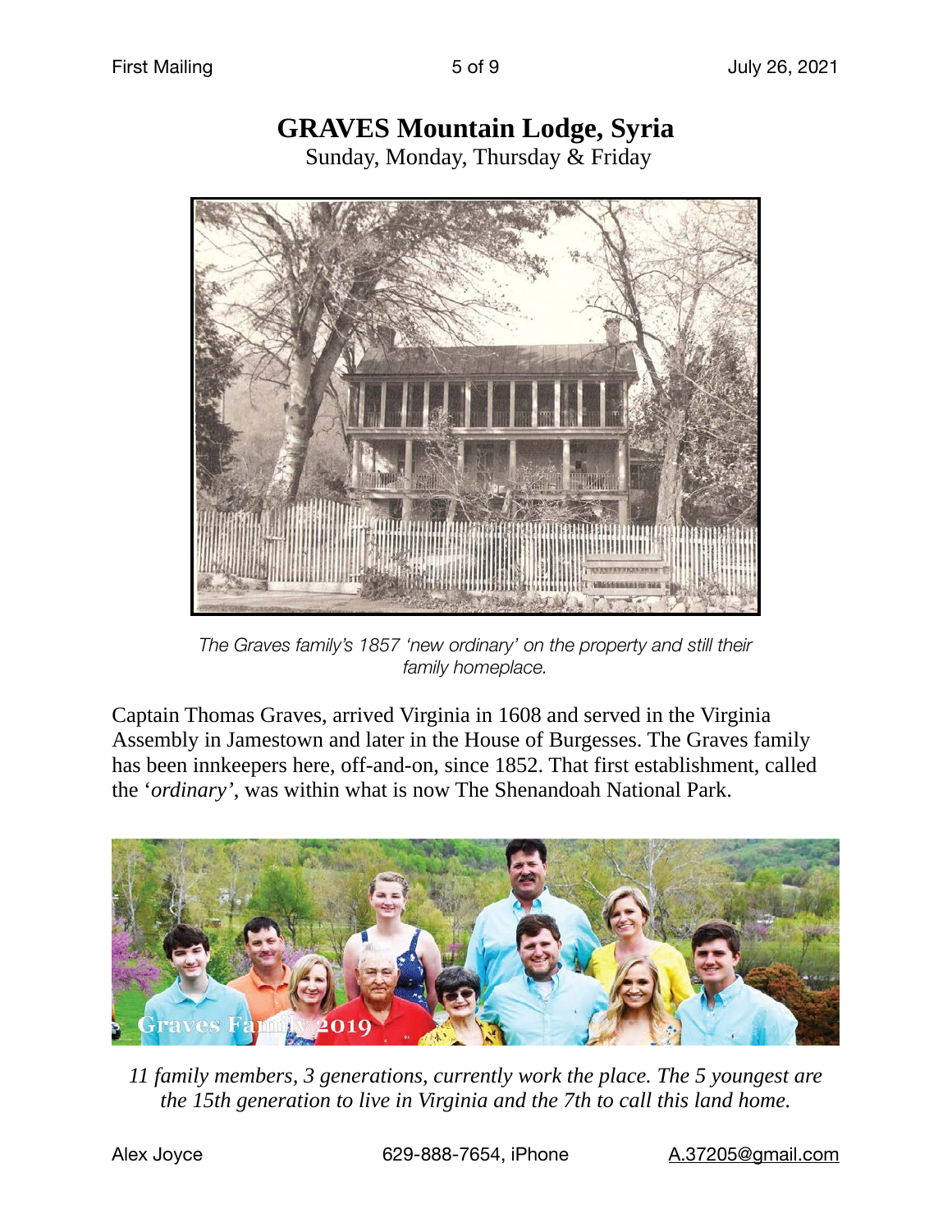# GRAVES Mountain Lodge, Syria

Sunday, Monday, Thursday & Friday

*The Graves family's 1857 'new ordinary' on the property and still their family homeplace.*

Captain Thomas Graves, arrived Virginia in 1608 and served in the Virginia Assembly in Jamestown and later in the House of Burgesses. The Graves family has been innkeepers here, off-and-on, since 1852. That first establishment, called the '*ordinary*', was within what is now The Shenandoah National Park.

*11 family members, 3 generations, currently work the place. The 5 youngest are the 15th generation to live in Virginia and the 7th to call this land home.*

Alex Joyce 629-888-7654, iPhone A.37205@gmail.com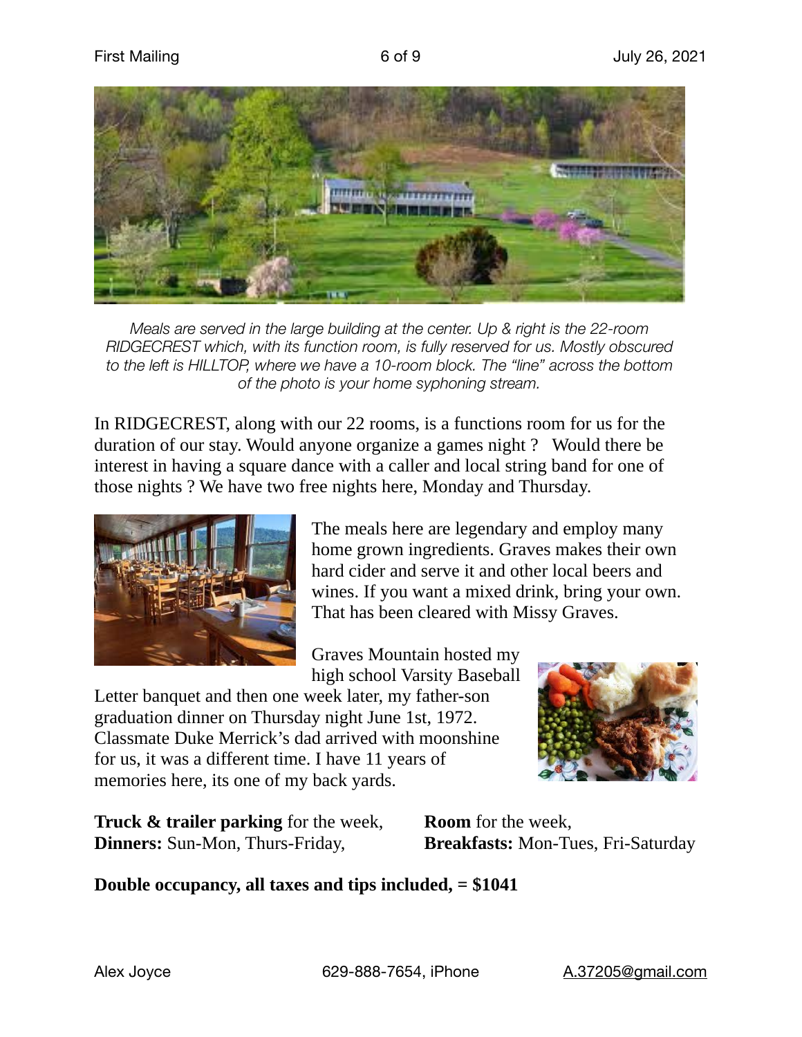*Meals are served in the large building at the center. Up & right is the 22-room RIDGECREST which, with its function room, is fully reserved for us. Mostly obscured to the left is HILLTOP, where we have a 10-room block. The "line" across the bottom of the photo is your home syphoning stream.*

In RIDGECREST, along with our 22 rooms, is a functions room for us for the duration of our stay. Would anyone organize a games night ? Would there be interest in having a square dance with a caller and local string band for one of those nights ? We have two free nights here, Monday and Thursday.

The meals here are legendary and employ many home grown ingredients. Graves makes their own hard cider and serve it and other local beers and wines. If you want a mixed drink, bring your own. That has been cleared with Missy Graves.

Graves Mountain hosted my high school Varsity Baseball Letter banquet and then one week later, my father-son graduation dinner on Thursday night June 1st, 1972. Classmate Duke Merrick's dad arrived with moonshine for us, it was a different time. I have 11 years of memories here, its one of my back yards.

**Truck & trailer parking** for the week,
**Dinners:** Sun-Mon, Thurs-Friday,

**Room** for the week,
**Breakfasts:** Mon-Tues, Fri-Saturday

**Double occupancy, all taxes and tips included, = $1041**

Alex Joyce 629-888-7654, iPhone A.37205@gmail.com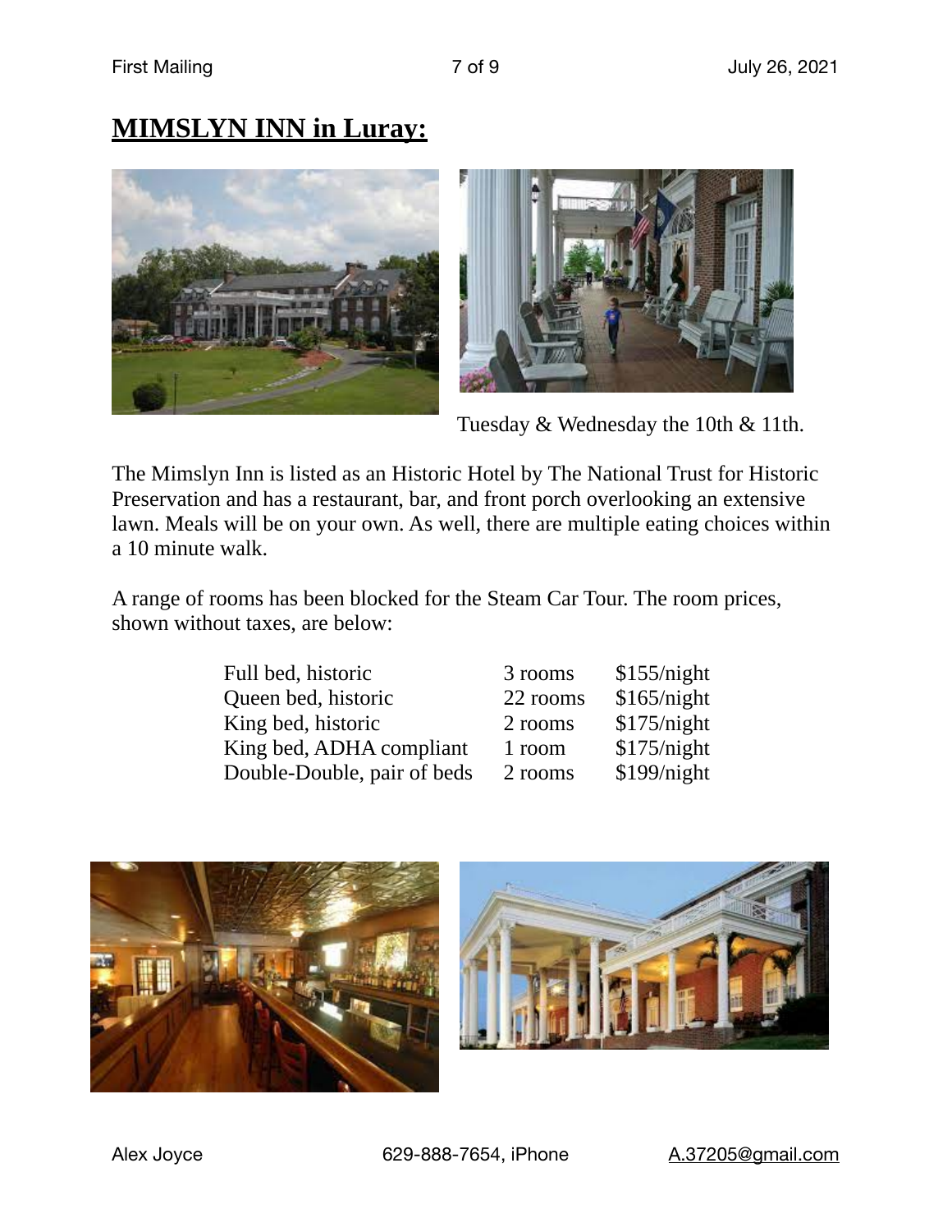# MIMSLYN INN in Luray:

Tuesday & Wednesday the 10th & 11th.

The Mimslyn Inn is listed as an Historic Hotel by The National Trust for Historic Preservation and has a restaurant, bar, and front porch overlooking an extensive lawn. Meals will be on your own. As well, there are multiple eating choices within a 10 minute walk.

A range of rooms has been blocked for the Steam Car Tour. The room prices, shown without taxes, are below:

| | | |
|---|---|---|
| Full bed, historic | 3 rooms | $155/night |
| Queen bed, historic | 22 rooms | $165/night |
| King bed, historic | 2 rooms | $175/night |
| King bed, ADHA compliant | 1 room | $175/night |
| Double-Double, pair of beds | 2 rooms | $199/night |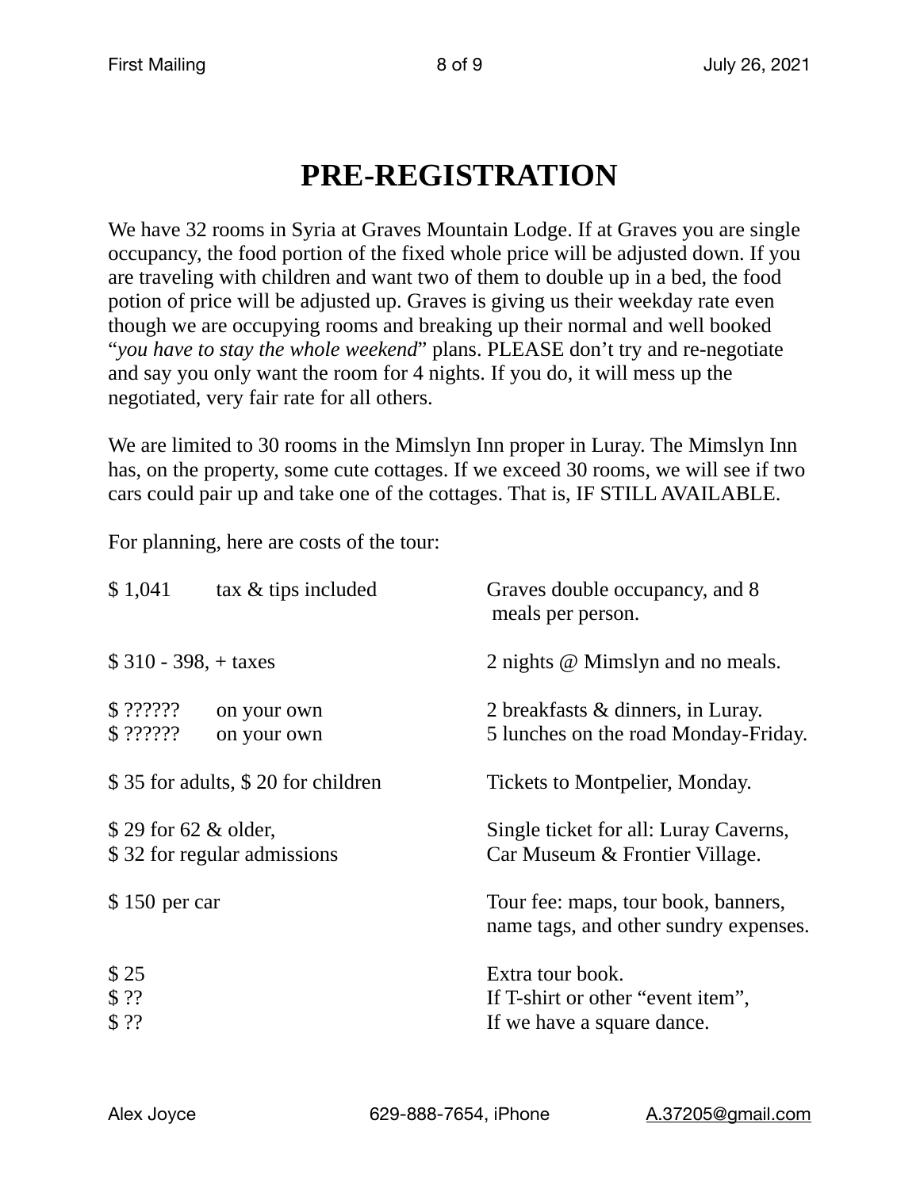# PRE-REGISTRATION

We have 32 rooms in Syria at Graves Mountain Lodge. If at Graves you are single occupancy, the food portion of the fixed whole price will be adjusted down. If you are traveling with children and want two of them to double up in a bed, the food potion of price will be adjusted up. Graves is giving us their weekday rate even though we are occupying rooms and breaking up their normal and well booked "*you have to stay the whole weekend*" plans. PLEASE don't try and re-negotiate and say you only want the room for 4 nights. If you do, it will mess up the negotiated, very fair rate for all others.

We are limited to 30 rooms in the Mimslyn Inn proper in Luray. The Mimslyn Inn has, on the property, some cute cottages. If we exceed 30 rooms, we will see if two cars could pair up and take one of the cottages. That is, IF STILL AVAILABLE.

For planning, here are costs of the tour:

| | | |
|---|---|---|
| $ 1,041 | tax & tips included | Graves double occupancy, and 8 meals per person. |
| $ 310 - 398, + taxes | | 2 nights @ Mimslyn and no meals. |
| $ ?????? | on your own | 2 breakfasts & dinners, in Luray. |
| $ ?????? | on your own | 5 lunches on the road Monday-Friday. |
| $ 35 for adults, $ 20 for children | | Tickets to Montpelier, Monday. |
| $ 29 for 62 & older, $ 32 for regular admissions | | Single ticket for all: Luray Caverns, Car Museum & Frontier Village. |
| $ 150 per car | | Tour fee: maps, tour book, banners, name tags, and other sundry expenses. |
| $ 25 | | Extra tour book. |
| $ ?? | | If T-shirt or other "event item", |
| $ ?? | | If we have a square dance. |

Alex Joyce 629-888-7654, iPhone A.37205@gmail.com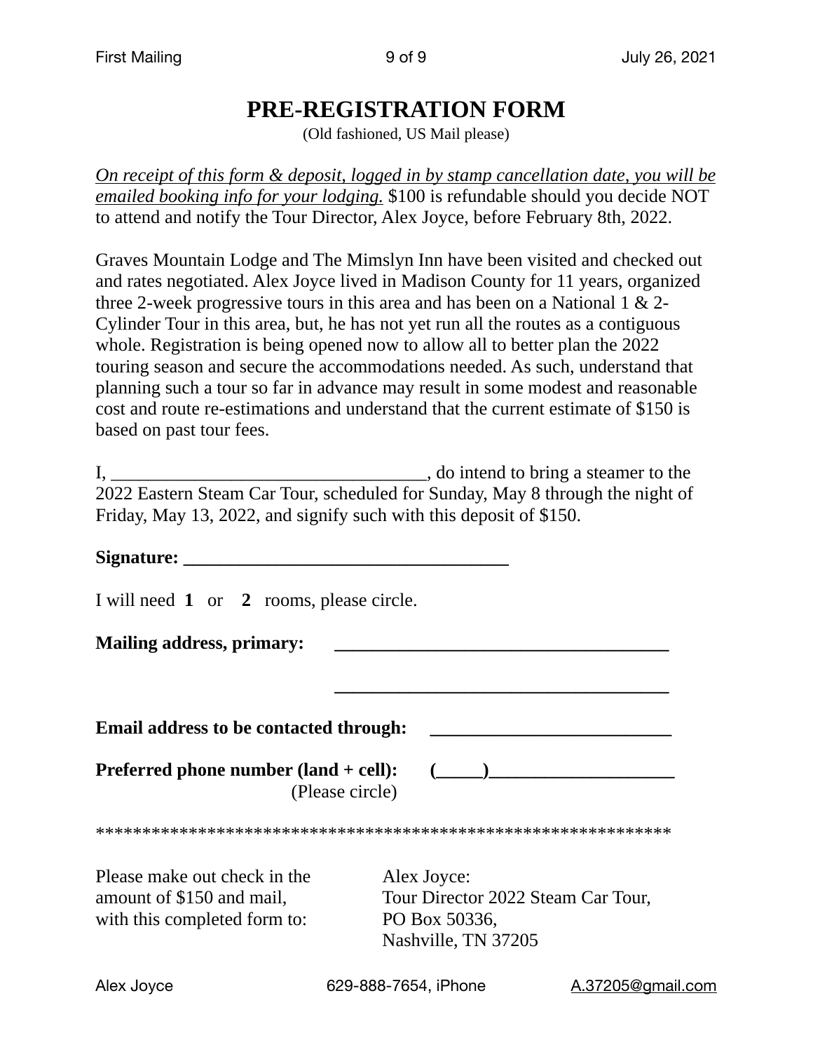# PRE-REGISTRATION FORM

(Old fashioned, US Mail please)

*On receipt of this form & deposit, logged in by stamp cancellation date, you will be emailed booking info for your lodging.* $100 is refundable should you decide NOT to attend and notify the Tour Director, Alex Joyce, before February 8th, 2022.

Graves Mountain Lodge and The Mimslyn Inn have been visited and checked out and rates negotiated. Alex Joyce lived in Madison County for 11 years, organized three 2-week progressive tours in this area and has been on a National 1 & 2-Cylinder Tour in this area, but, he has not yet run all the routes as a contiguous whole. Registration is being opened now to allow all to better plan the 2022 touring season and secure the accommodations needed. As such, understand that planning such a tour so far in advance may result in some modest and reasonable cost and route re-estimations and understand that the current estimate of $150 is based on past tour fees.

I, __________________________________, do intend to bring a steamer to the 2022 Eastern Steam Car Tour, scheduled for Sunday, May 8 through the night of Friday, May 13, 2022, and signify such with this deposit of $150.

**Signature: ___________________________________**

I will need **1** or **2** rooms, please circle.

**Mailing address, primary:** ____________________________________

____________________________________

**Email address to be contacted through:** __________________________

**Preferred phone number (land + cell):** (_____)____________________
(Please circle)

************************************************************

Please make out check in the amount of $150 and mail, with this completed form to:

Alex Joyce:
Tour Director 2022 Steam Car Tour,
PO Box 50336,
Nashville, TN 37205